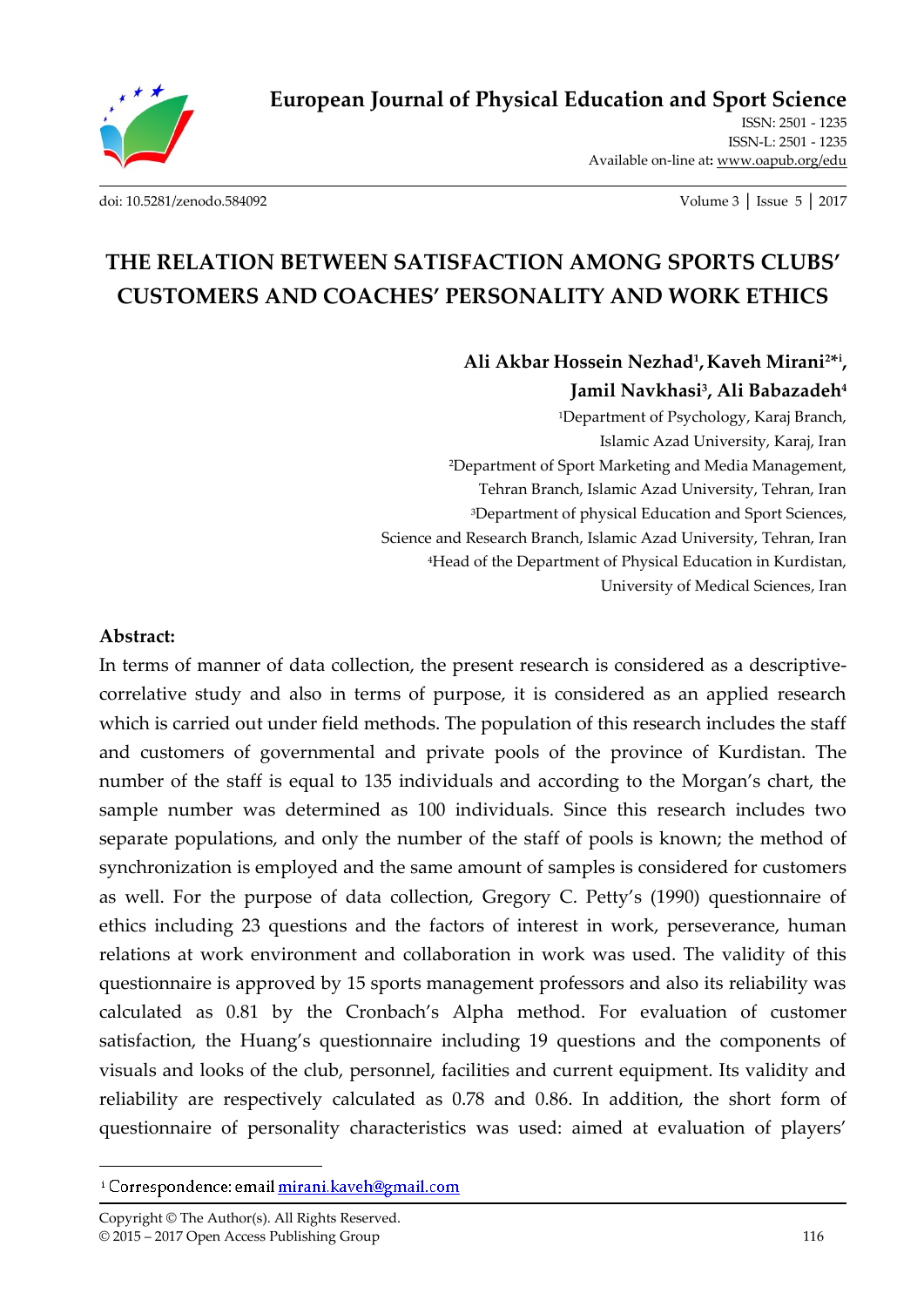# THE RELATION BETWEEN SATISFACTION AMONG SPORTS CLUBS' CUSTOMERS AND COACHES' PERSONALITY AND WORK ETHICS

**Ali Akbar Hossein Nezhad[1], Kaveh Mirani[2*i], Jamil Navkhasi[3], Ali Babazadeh[4]**

[1]Department of Psychology, Karaj Branch, Islamic Azad University, Karaj, Iran

[2]Department of Sport Marketing and Media Management, Tehran Branch, Islamic Azad University, Tehran, Iran

[3]Department of physical Education and Sport Sciences, Science and Research Branch, Islamic Azad University, Tehran, Iran

[4]Head of the Department of Physical Education in Kurdistan, University of Medical Sciences, Iran

**Abstract:**

In terms of manner of data collection, the present research is considered as a descriptive-correlative study and also in terms of purpose, it is considered as an applied research which is carried out under field methods. The population of this research includes the staff and customers of governmental and private pools of the province of Kurdistan. The number of the staff is equal to 135 individuals and according to the Morgan's chart, the sample number was determined as 100 individuals. Since this research includes two separate populations, and only the number of the staff of pools is known; the method of synchronization is employed and the same amount of samples is considered for customers as well. For the purpose of data collection, Gregory C. Petty's (1990) questionnaire of ethics including 23 questions and the factors of interest in work, perseverance, human relations at work environment and collaboration in work was used. The validity of this questionnaire is approved by 15 sports management professors and also its reliability was calculated as 0.81 by the Cronbach's Alpha method. For evaluation of customer satisfaction, the Huang's questionnaire including 19 questions and the components of visuals and looks of the club, personnel, facilities and current equipment. Its validity and reliability are respectively calculated as 0.78 and 0.86. In addition, the short form of questionnaire of personality characteristics was used: aimed at evaluation of players'

---

[i] Correspondence: email mirani.kaveh@gmail.com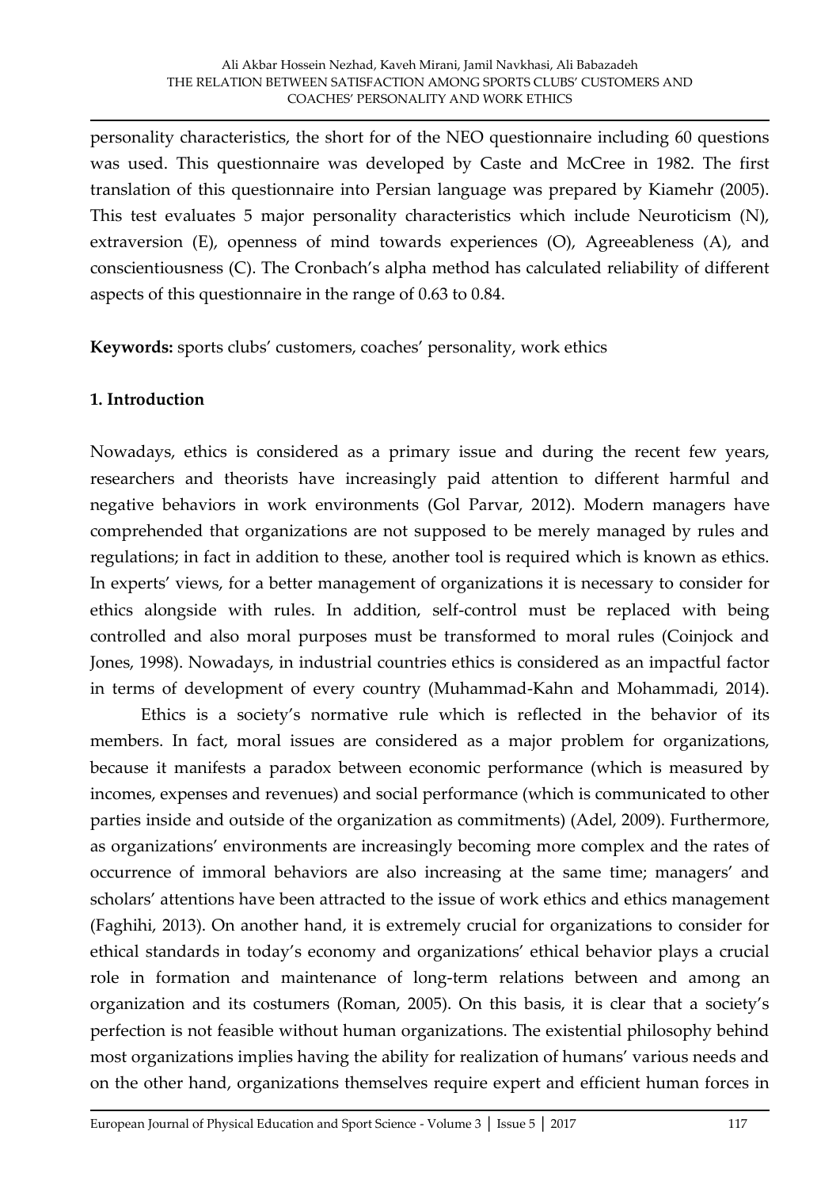personality characteristics, the short for of the NEO questionnaire including 60 questions was used. This questionnaire was developed by Caste and McCree in 1982. The first translation of this questionnaire into Persian language was prepared by Kiamehr (2005). This test evaluates 5 major personality characteristics which include Neuroticism (N), extraversion (E), openness of mind towards experiences (O), Agreeableness (A), and conscientiousness (C). The Cronbach's alpha method has calculated reliability of different aspects of this questionnaire in the range of 0.63 to 0.84.

**Keywords:** sports clubs' customers, coaches' personality, work ethics

## 1. Introduction

Nowadays, ethics is considered as a primary issue and during the recent few years, researchers and theorists have increasingly paid attention to different harmful and negative behaviors in work environments (Gol Parvar, 2012). Modern managers have comprehended that organizations are not supposed to be merely managed by rules and regulations; in fact in addition to these, another tool is required which is known as ethics. In experts' views, for a better management of organizations it is necessary to consider for ethics alongside with rules. In addition, self-control must be replaced with being controlled and also moral purposes must be transformed to moral rules (Coinjock and Jones, 1998). Nowadays, in industrial countries ethics is considered as an impactful factor in terms of development of every country (Muhammad-Kahn and Mohammadi, 2014).

Ethics is a society's normative rule which is reflected in the behavior of its members. In fact, moral issues are considered as a major problem for organizations, because it manifests a paradox between economic performance (which is measured by incomes, expenses and revenues) and social performance (which is communicated to other parties inside and outside of the organization as commitments) (Adel, 2009). Furthermore, as organizations' environments are increasingly becoming more complex and the rates of occurrence of immoral behaviors are also increasing at the same time; managers' and scholars' attentions have been attracted to the issue of work ethics and ethics management (Faghihi, 2013). On another hand, it is extremely crucial for organizations to consider for ethical standards in today's economy and organizations' ethical behavior plays a crucial role in formation and maintenance of long-term relations between and among an organization and its costumers (Roman, 2005). On this basis, it is clear that a society's perfection is not feasible without human organizations. The existential philosophy behind most organizations implies having the ability for realization of humans' various needs and on the other hand, organizations themselves require expert and efficient human forces in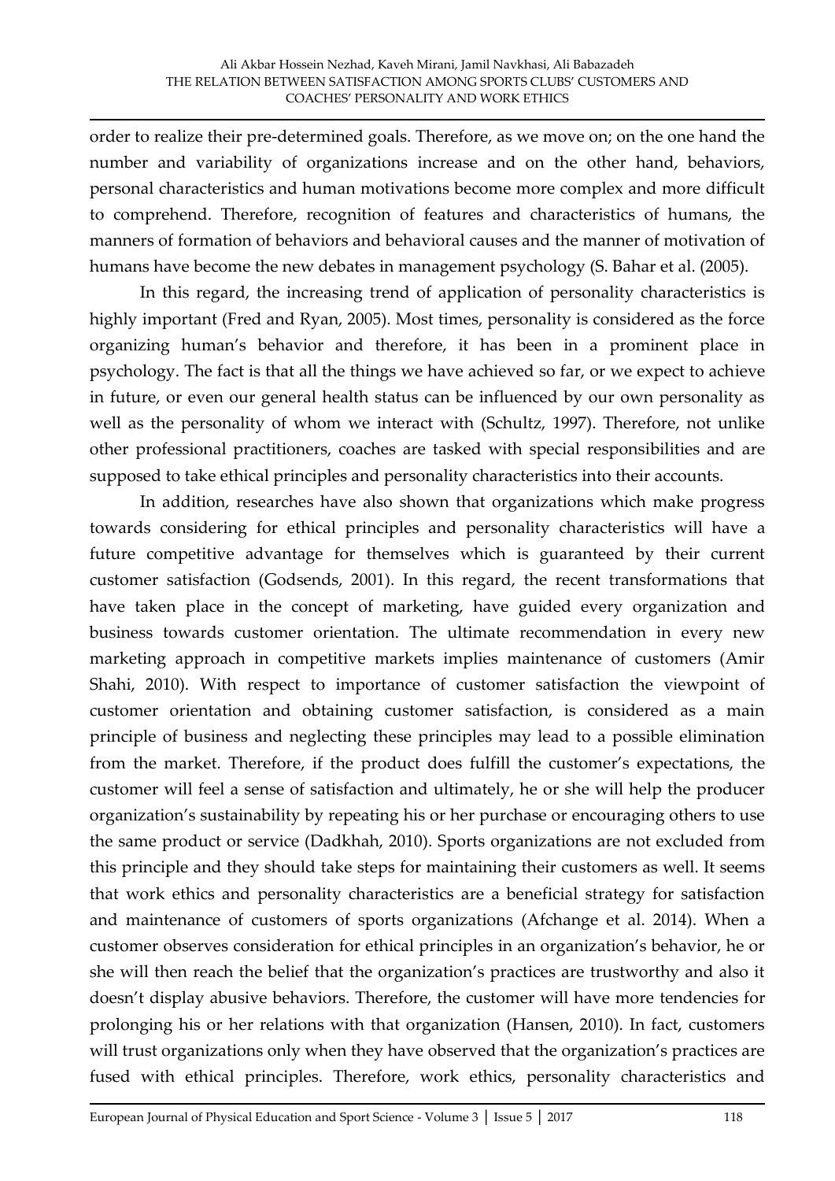order to realize their pre-determined goals. Therefore, as we move on; on the one hand the number and variability of organizations increase and on the other hand, behaviors, personal characteristics and human motivations become more complex and more difficult to comprehend. Therefore, recognition of features and characteristics of humans, the manners of formation of behaviors and behavioral causes and the manner of motivation of humans have become the new debates in management psychology (S. Bahar et al. (2005).

In this regard, the increasing trend of application of personality characteristics is highly important (Fred and Ryan, 2005). Most times, personality is considered as the force organizing human's behavior and therefore, it has been in a prominent place in psychology. The fact is that all the things we have achieved so far, or we expect to achieve in future, or even our general health status can be influenced by our own personality as well as the personality of whom we interact with (Schultz, 1997). Therefore, not unlike other professional practitioners, coaches are tasked with special responsibilities and are supposed to take ethical principles and personality characteristics into their accounts.

In addition, researches have also shown that organizations which make progress towards considering for ethical principles and personality characteristics will have a future competitive advantage for themselves which is guaranteed by their current customer satisfaction (Godsends, 2001). In this regard, the recent transformations that have taken place in the concept of marketing, have guided every organization and business towards customer orientation. The ultimate recommendation in every new marketing approach in competitive markets implies maintenance of customers (Amir Shahi, 2010). With respect to importance of customer satisfaction the viewpoint of customer orientation and obtaining customer satisfaction, is considered as a main principle of business and neglecting these principles may lead to a possible elimination from the market. Therefore, if the product does fulfill the customer's expectations, the customer will feel a sense of satisfaction and ultimately, he or she will help the producer organization's sustainability by repeating his or her purchase or encouraging others to use the same product or service (Dadkhah, 2010). Sports organizations are not excluded from this principle and they should take steps for maintaining their customers as well. It seems that work ethics and personality characteristics are a beneficial strategy for satisfaction and maintenance of customers of sports organizations (Afchange et al. 2014). When a customer observes consideration for ethical principles in an organization's behavior, he or she will then reach the belief that the organization's practices are trustworthy and also it doesn't display abusive behaviors. Therefore, the customer will have more tendencies for prolonging his or her relations with that organization (Hansen, 2010). In fact, customers will trust organizations only when they have observed that the organization's practices are fused with ethical principles. Therefore, work ethics, personality characteristics and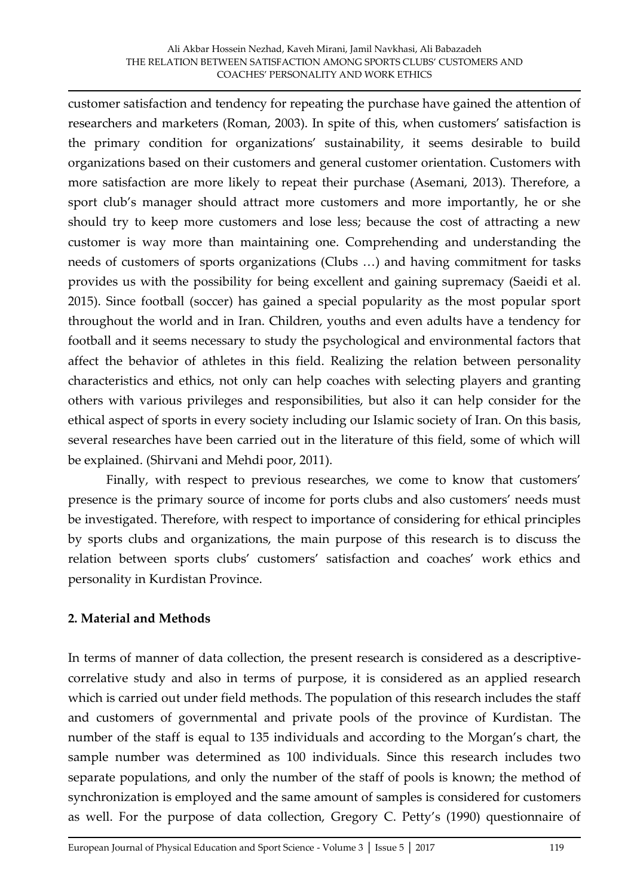customer satisfaction and tendency for repeating the purchase have gained the attention of researchers and marketers (Roman, 2003). In spite of this, when customers' satisfaction is the primary condition for organizations' sustainability, it seems desirable to build organizations based on their customers and general customer orientation. Customers with more satisfaction are more likely to repeat their purchase (Asemani, 2013). Therefore, a sport club's manager should attract more customers and more importantly, he or she should try to keep more customers and lose less; because the cost of attracting a new customer is way more than maintaining one. Comprehending and understanding the needs of customers of sports organizations (Clubs …) and having commitment for tasks provides us with the possibility for being excellent and gaining supremacy (Saeidi et al. 2015). Since football (soccer) has gained a special popularity as the most popular sport throughout the world and in Iran. Children, youths and even adults have a tendency for football and it seems necessary to study the psychological and environmental factors that affect the behavior of athletes in this field. Realizing the relation between personality characteristics and ethics, not only can help coaches with selecting players and granting others with various privileges and responsibilities, but also it can help consider for the ethical aspect of sports in every society including our Islamic society of Iran. On this basis, several researches have been carried out in the literature of this field, some of which will be explained. (Shirvani and Mehdi poor, 2011).

Finally, with respect to previous researches, we come to know that customers' presence is the primary source of income for ports clubs and also customers' needs must be investigated. Therefore, with respect to importance of considering for ethical principles by sports clubs and organizations, the main purpose of this research is to discuss the relation between sports clubs' customers' satisfaction and coaches' work ethics and personality in Kurdistan Province.

## 2. Material and Methods

In terms of manner of data collection, the present research is considered as a descriptive-correlative study and also in terms of purpose, it is considered as an applied research which is carried out under field methods. The population of this research includes the staff and customers of governmental and private pools of the province of Kurdistan. The number of the staff is equal to 135 individuals and according to the Morgan's chart, the sample number was determined as 100 individuals. Since this research includes two separate populations, and only the number of the staff of pools is known; the method of synchronization is employed and the same amount of samples is considered for customers as well. For the purpose of data collection, Gregory C. Petty's (1990) questionnaire of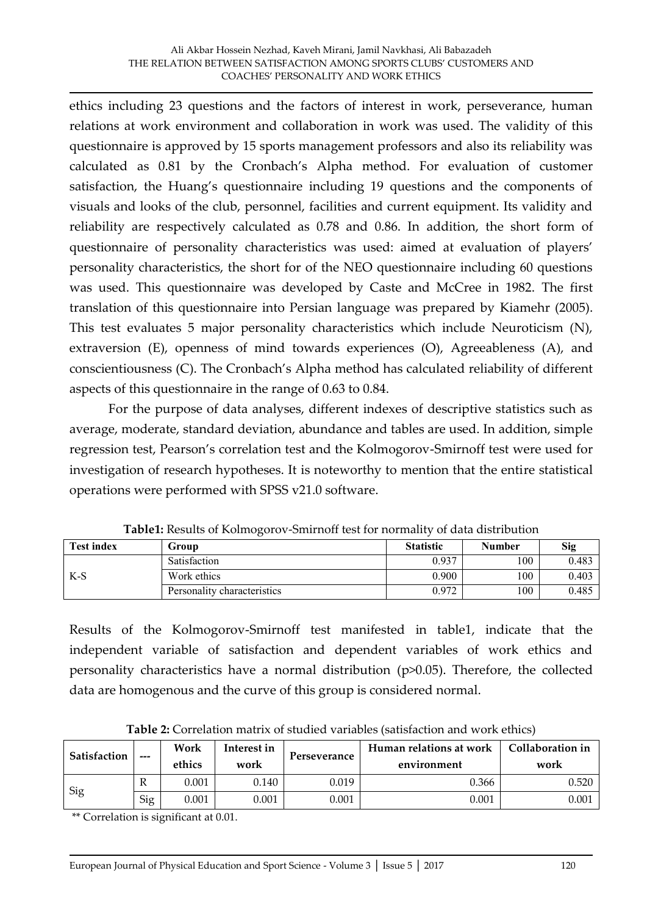ethics including 23 questions and the factors of interest in work, perseverance, human relations at work environment and collaboration in work was used. The validity of this questionnaire is approved by 15 sports management professors and also its reliability was calculated as 0.81 by the Cronbach's Alpha method. For evaluation of customer satisfaction, the Huang's questionnaire including 19 questions and the components of visuals and looks of the club, personnel, facilities and current equipment. Its validity and reliability are respectively calculated as 0.78 and 0.86. In addition, the short form of questionnaire of personality characteristics was used: aimed at evaluation of players' personality characteristics, the short for of the NEO questionnaire including 60 questions was used. This questionnaire was developed by Caste and McCree in 1982. The first translation of this questionnaire into Persian language was prepared by Kiamehr (2005). This test evaluates 5 major personality characteristics which include Neuroticism (N), extraversion (E), openness of mind towards experiences (O), Agreeableness (A), and conscientiousness (C). The Cronbach's Alpha method has calculated reliability of different aspects of this questionnaire in the range of 0.63 to 0.84.

For the purpose of data analyses, different indexes of descriptive statistics such as average, moderate, standard deviation, abundance and tables are used. In addition, simple regression test, Pearson's correlation test and the Kolmogorov-Smirnoff test were used for investigation of research hypotheses. It is noteworthy to mention that the entire statistical operations were performed with SPSS v21.0 software.

**Table1:** Results of Kolmogorov-Smirnoff test for normality of data distribution

| Test index | Group | Statistic | Number | Sig |
|---|---|---|---|---|
| K-S | Satisfaction | 0.937 | 100 | 0.483 |
| | Work ethics | 0.900 | 100 | 0.403 |
| | Personality characteristics | 0.972 | 100 | 0.485 |

Results of the Kolmogorov-Smirnoff test manifested in table1, indicate that the independent variable of satisfaction and dependent variables of work ethics and personality characteristics have a normal distribution ($p>0.05$). Therefore, the collected data are homogenous and the curve of this group is considered normal.

**Table 2:** Correlation matrix of studied variables (satisfaction and work ethics)

| Satisfaction | --- | Work ethics | Interest in work | Perseverance | Human relations at work environment | Collaboration in work |
|---|---|---|---|---|---|---|
| Sig | R | 0.001 | 0.140 | 0.019 | 0.366 | 0.520 |
| | Sig | 0.001 | 0.001 | 0.001 | 0.001 | 0.001 |

** Correlation is significant at 0.01.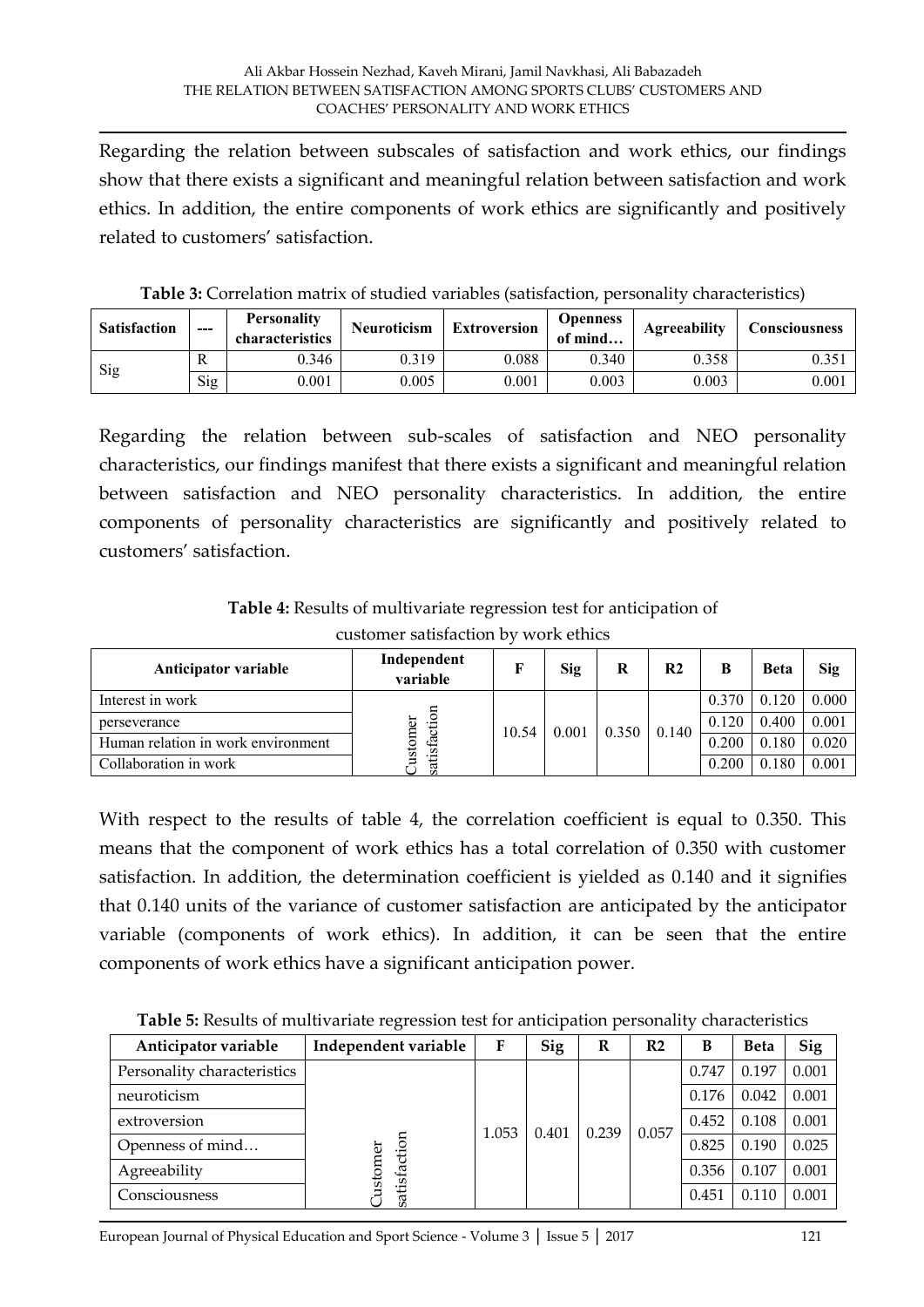Regarding the relation between subscales of satisfaction and work ethics, our findings show that there exists a significant and meaningful relation between satisfaction and work ethics. In addition, the entire components of work ethics are significantly and positively related to customers' satisfaction.

**Table 3:** Correlation matrix of studied variables (satisfaction, personality characteristics)

| Satisfaction | --- | Personality characteristics | Neuroticism | Extroversion | Openness of mind… | Agreeability | Consciousness |
|---|---|---|---|---|---|---|---|
| Sig | R | 0.346 | 0.319 | 0.088 | 0.340 | 0.358 | 0.351 |
| | Sig | 0.001 | 0.005 | 0.001 | 0.003 | 0.003 | 0.001 |

Regarding the relation between sub-scales of satisfaction and NEO personality characteristics, our findings manifest that there exists a significant and meaningful relation between satisfaction and NEO personality characteristics. In addition, the entire components of personality characteristics are significantly and positively related to customers' satisfaction.

**Table 4:** Results of multivariate regression test for anticipation of customer satisfaction by work ethics

| Anticipator variable | Independent variable | F | Sig | R | R2 | B | Beta | Sig |
|---|---|---|---|---|---|---|---|---|
| Interest in work | Customer satisfaction | 10.54 | 0.001 | 0.350 | 0.140 | 0.370 | 0.120 | 0.000 |
| perseverance | | | | | | 0.120 | 0.400 | 0.001 |
| Human relation in work environment | | | | | | 0.200 | 0.180 | 0.020 |
| Collaboration in work | | | | | | 0.200 | 0.180 | 0.001 |

With respect to the results of table 4, the correlation coefficient is equal to 0.350. This means that the component of work ethics has a total correlation of 0.350 with customer satisfaction. In addition, the determination coefficient is yielded as 0.140 and it signifies that 0.140 units of the variance of customer satisfaction are anticipated by the anticipator variable (components of work ethics). In addition, it can be seen that the entire components of work ethics have a significant anticipation power.

**Table 5:** Results of multivariate regression test for anticipation personality characteristics

| Anticipator variable | Independent variable | F | Sig | R | R2 | B | Beta | Sig |
|---|---|---|---|---|---|---|---|---|
| Personality characteristics | Customer satisfaction | 1.053 | 0.401 | 0.239 | 0.057 | 0.747 | 0.197 | 0.001 |
| neuroticism | | | | | | 0.176 | 0.042 | 0.001 |
| extroversion | | | | | | 0.452 | 0.108 | 0.001 |
| Openness of mind… | | | | | | 0.825 | 0.190 | 0.025 |
| Agreeability | | | | | | 0.356 | 0.107 | 0.001 |
| Consciousness | | | | | | 0.451 | 0.110 | 0.001 |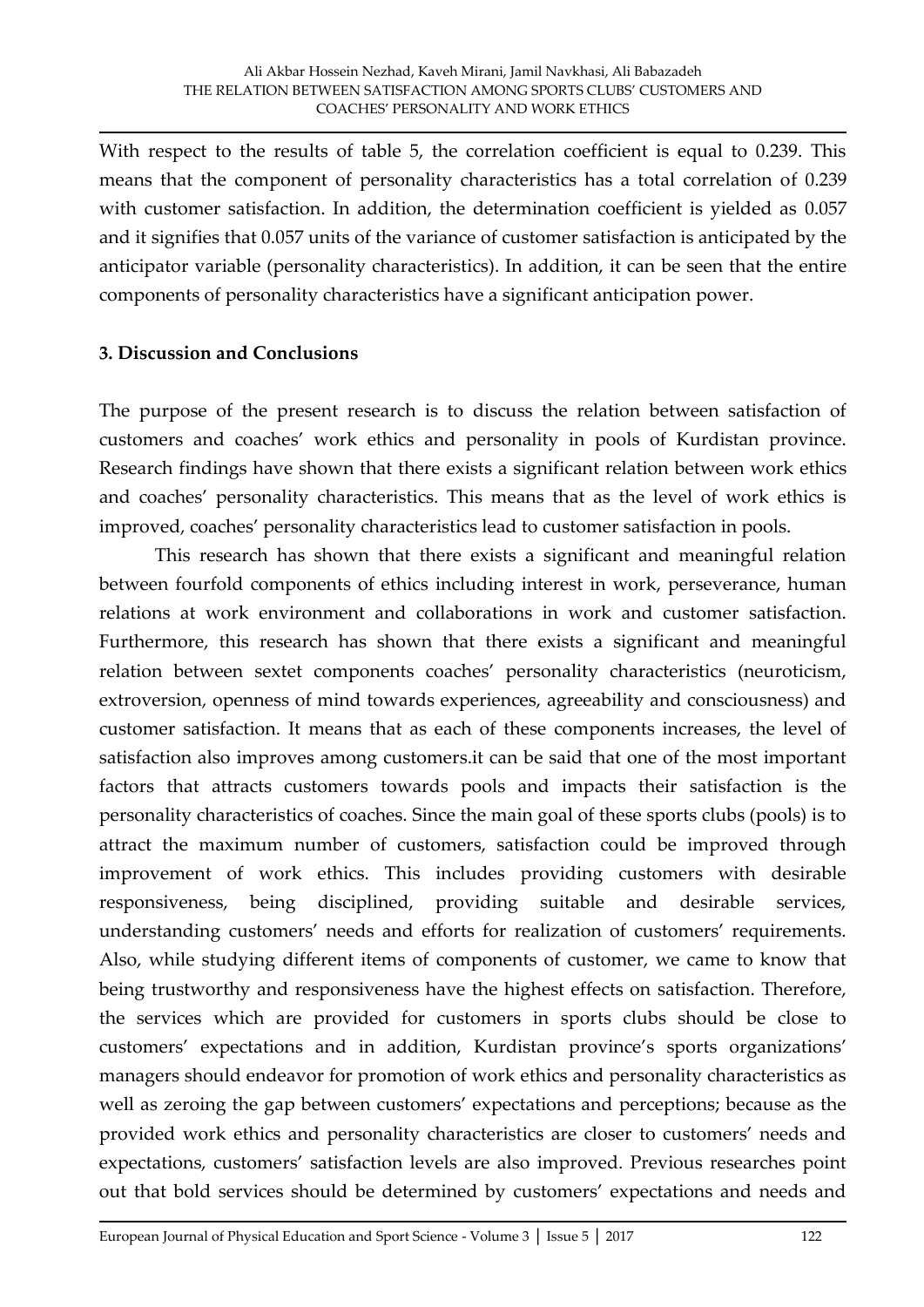With respect to the results of table 5, the correlation coefficient is equal to 0.239. This means that the component of personality characteristics has a total correlation of 0.239 with customer satisfaction. In addition, the determination coefficient is yielded as 0.057 and it signifies that 0.057 units of the variance of customer satisfaction is anticipated by the anticipator variable (personality characteristics). In addition, it can be seen that the entire components of personality characteristics have a significant anticipation power.

## 3. Discussion and Conclusions

The purpose of the present research is to discuss the relation between satisfaction of customers and coaches' work ethics and personality in pools of Kurdistan province. Research findings have shown that there exists a significant relation between work ethics and coaches' personality characteristics. This means that as the level of work ethics is improved, coaches' personality characteristics lead to customer satisfaction in pools.

This research has shown that there exists a significant and meaningful relation between fourfold components of ethics including interest in work, perseverance, human relations at work environment and collaborations in work and customer satisfaction. Furthermore, this research has shown that there exists a significant and meaningful relation between sextet components coaches' personality characteristics (neuroticism, extroversion, openness of mind towards experiences, agreeability and consciousness) and customer satisfaction. It means that as each of these components increases, the level of satisfaction also improves among customers.it can be said that one of the most important factors that attracts customers towards pools and impacts their satisfaction is the personality characteristics of coaches. Since the main goal of these sports clubs (pools) is to attract the maximum number of customers, satisfaction could be improved through improvement of work ethics. This includes providing customers with desirable responsiveness, being disciplined, providing suitable and desirable services, understanding customers' needs and efforts for realization of customers' requirements. Also, while studying different items of components of customer, we came to know that being trustworthy and responsiveness have the highest effects on satisfaction. Therefore, the services which are provided for customers in sports clubs should be close to customers' expectations and in addition, Kurdistan province's sports organizations' managers should endeavor for promotion of work ethics and personality characteristics as well as zeroing the gap between customers' expectations and perceptions; because as the provided work ethics and personality characteristics are closer to customers' needs and expectations, customers' satisfaction levels are also improved. Previous researches point out that bold services should be determined by customers' expectations and needs and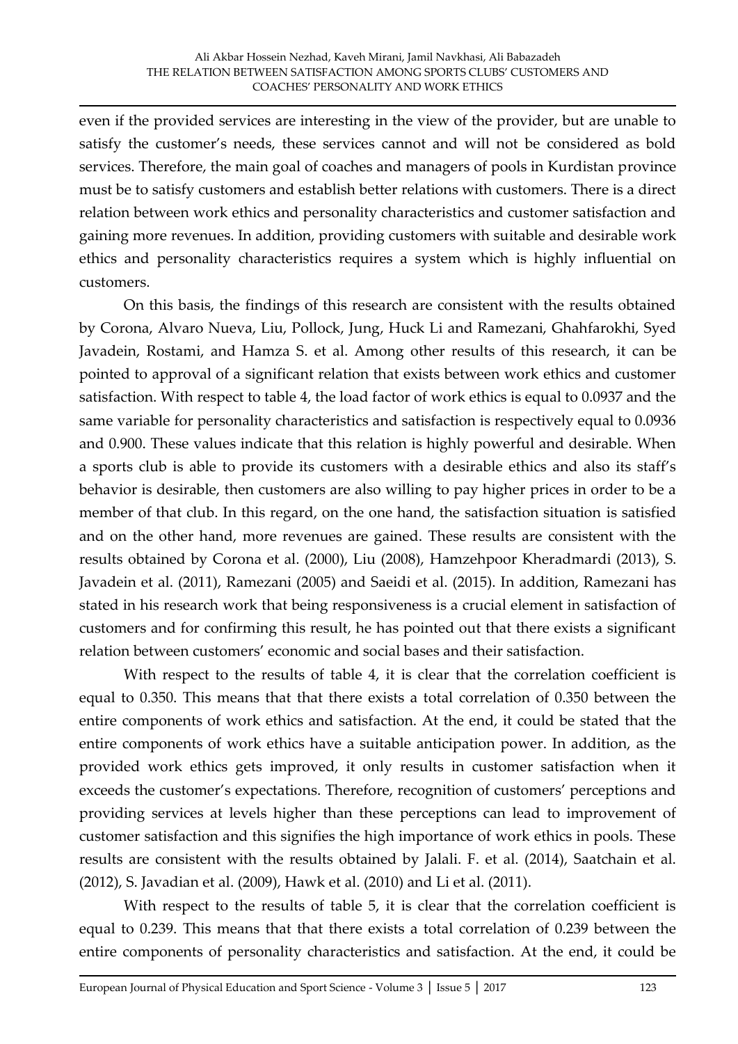even if the provided services are interesting in the view of the provider, but are unable to satisfy the customer's needs, these services cannot and will not be considered as bold services. Therefore, the main goal of coaches and managers of pools in Kurdistan province must be to satisfy customers and establish better relations with customers. There is a direct relation between work ethics and personality characteristics and customer satisfaction and gaining more revenues. In addition, providing customers with suitable and desirable work ethics and personality characteristics requires a system which is highly influential on customers.

On this basis, the findings of this research are consistent with the results obtained by Corona, Alvaro Nueva, Liu, Pollock, Jung, Huck Li and Ramezani, Ghahfarokhi, Syed Javadein, Rostami, and Hamza S. et al. Among other results of this research, it can be pointed to approval of a significant relation that exists between work ethics and customer satisfaction. With respect to table 4, the load factor of work ethics is equal to 0.0937 and the same variable for personality characteristics and satisfaction is respectively equal to 0.0936 and 0.900. These values indicate that this relation is highly powerful and desirable. When a sports club is able to provide its customers with a desirable ethics and also its staff's behavior is desirable, then customers are also willing to pay higher prices in order to be a member of that club. In this regard, on the one hand, the satisfaction situation is satisfied and on the other hand, more revenues are gained. These results are consistent with the results obtained by Corona et al. (2000), Liu (2008), Hamzehpoor Kheradmardi (2013), S. Javadein et al. (2011), Ramezani (2005) and Saeidi et al. (2015). In addition, Ramezani has stated in his research work that being responsiveness is a crucial element in satisfaction of customers and for confirming this result, he has pointed out that there exists a significant relation between customers' economic and social bases and their satisfaction.

With respect to the results of table 4, it is clear that the correlation coefficient is equal to 0.350. This means that that there exists a total correlation of 0.350 between the entire components of work ethics and satisfaction. At the end, it could be stated that the entire components of work ethics have a suitable anticipation power. In addition, as the provided work ethics gets improved, it only results in customer satisfaction when it exceeds the customer's expectations. Therefore, recognition of customers' perceptions and providing services at levels higher than these perceptions can lead to improvement of customer satisfaction and this signifies the high importance of work ethics in pools. These results are consistent with the results obtained by Jalali. F. et al. (2014), Saatchain et al. (2012), S. Javadian et al. (2009), Hawk et al. (2010) and Li et al. (2011).

With respect to the results of table 5, it is clear that the correlation coefficient is equal to 0.239. This means that that there exists a total correlation of 0.239 between the entire components of personality characteristics and satisfaction. At the end, it could be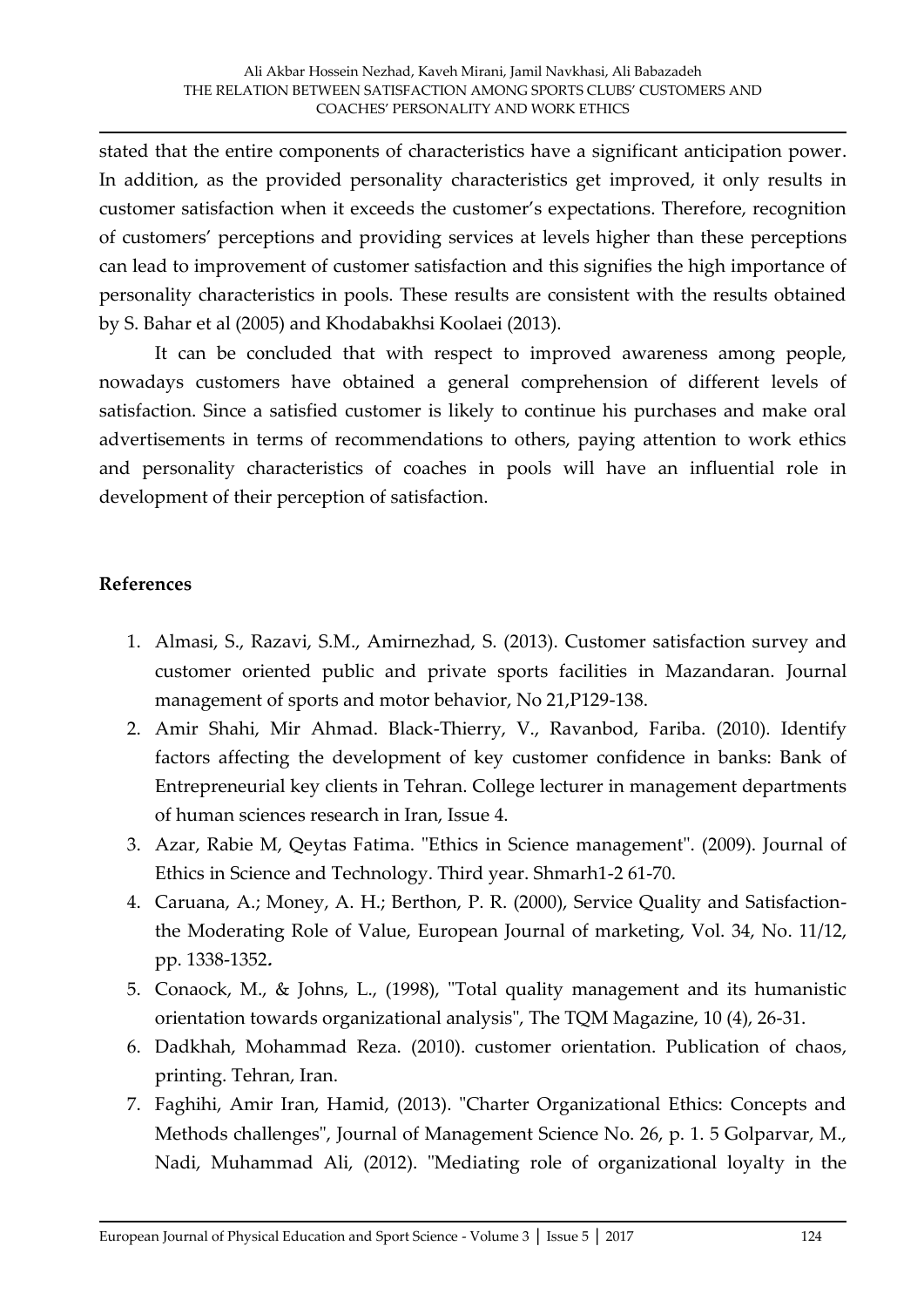stated that the entire components of characteristics have a significant anticipation power. In addition, as the provided personality characteristics get improved, it only results in customer satisfaction when it exceeds the customer's expectations. Therefore, recognition of customers' perceptions and providing services at levels higher than these perceptions can lead to improvement of customer satisfaction and this signifies the high importance of personality characteristics in pools. These results are consistent with the results obtained by S. Bahar et al (2005) and Khodabakhsi Koolaei (2013).

It can be concluded that with respect to improved awareness among people, nowadays customers have obtained a general comprehension of different levels of satisfaction. Since a satisfied customer is likely to continue his purchases and make oral advertisements in terms of recommendations to others, paying attention to work ethics and personality characteristics of coaches in pools will have an influential role in development of their perception of satisfaction.

## References

1. Almasi, S., Razavi, S.M., Amirnezhad, S. (2013). Customer satisfaction survey and customer oriented public and private sports facilities in Mazandaran. Journal management of sports and motor behavior, No 21,P129-138.
2. Amir Shahi, Mir Ahmad. Black-Thierry, V., Ravanbod, Fariba. (2010). Identify factors affecting the development of key customer confidence in banks: Bank of Entrepreneurial key clients in Tehran. College lecturer in management departments of human sciences research in Iran, Issue 4.
3. Azar, Rabie M, Qeytas Fatima. "Ethics in Science management". (2009). Journal of Ethics in Science and Technology. Third year. Shmarh1-2 61-70.
4. Caruana, A.; Money, A. H.; Berthon, P. R. (2000), Service Quality and Satisfaction-the Moderating Role of Value, European Journal of marketing, Vol. 34, No. 11/12, pp. 1338-1352**.**
5. Conaock, M., & Johns, L., (1998), "Total quality management and its humanistic orientation towards organizational analysis", The TQM Magazine, 10 (4), 26-31.
6. Dadkhah, Mohammad Reza. (2010). customer orientation. Publication of chaos, printing. Tehran, Iran.
7. Faghihi, Amir Iran, Hamid, (2013). "Charter Organizational Ethics: Concepts and Methods challenges", Journal of Management Science No. 26, p. 1. 5 Golparvar, M., Nadi, Muhammad Ali, (2012). "Mediating role of organizational loyalty in the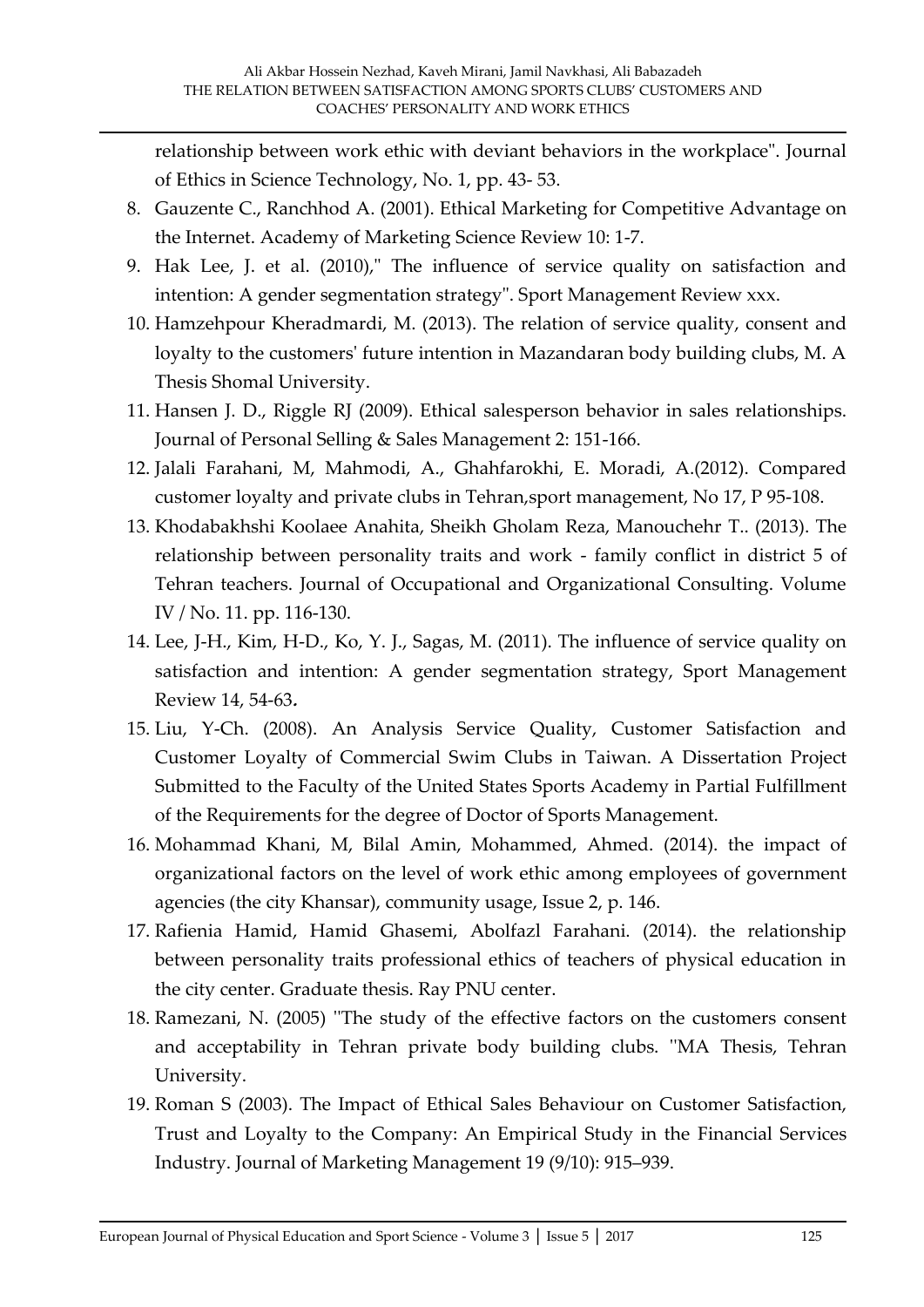relationship between work ethic with deviant behaviors in the workplace". Journal of Ethics in Science Technology, No. 1, pp. 43- 53.

8. Gauzente C., Ranchhod A. (2001). Ethical Marketing for Competitive Advantage on the Internet. Academy of Marketing Science Review 10: 1-7.
9. Hak Lee, J. et al. (2010)," The influence of service quality on satisfaction and intention: A gender segmentation strategy". Sport Management Review xxx.
10. Hamzehpour Kheradmardi, M. (2013). The relation of service quality, consent and loyalty to the customers' future intention in Mazandaran body building clubs, M. A Thesis Shomal University.
11. Hansen J. D., Riggle RJ (2009). Ethical salesperson behavior in sales relationships. Journal of Personal Selling & Sales Management 2: 151-166.
12. Jalali Farahani, M, Mahmodi, A., Ghahfarokhi, E. Moradi, A.(2012). Compared customer loyalty and private clubs in Tehran,sport management, No 17, P 95-108.
13. Khodabakhshi Koolaee Anahita, Sheikh Gholam Reza, Manouchehr T.. (2013). The relationship between personality traits and work - family conflict in district 5 of Tehran teachers. Journal of Occupational and Organizational Consulting. Volume IV / No. 11. pp. 116-130.
14. Lee, J-H., Kim, H-D., Ko, Y. J., Sagas, M. (2011). The influence of service quality on satisfaction and intention: A gender segmentation strategy, Sport Management Review 14, 54-63**.**
15. Liu, Y-Ch. (2008). An Analysis Service Quality, Customer Satisfaction and Customer Loyalty of Commercial Swim Clubs in Taiwan. A Dissertation Project Submitted to the Faculty of the United States Sports Academy in Partial Fulfillment of the Requirements for the degree of Doctor of Sports Management.
16. Mohammad Khani, M, Bilal Amin, Mohammed, Ahmed. (2014). the impact of organizational factors on the level of work ethic among employees of government agencies (the city Khansar), community usage, Issue 2, p. 146.
17. Rafienia Hamid, Hamid Ghasemi, Abolfazl Farahani. (2014). the relationship between personality traits professional ethics of teachers of physical education in the city center. Graduate thesis. Ray PNU center.
18. Ramezani, N. (2005) "The study of the effective factors on the customers consent and acceptability in Tehran private body building clubs. "MA Thesis, Tehran University.
19. Roman S (2003). The Impact of Ethical Sales Behaviour on Customer Satisfaction, Trust and Loyalty to the Company: An Empirical Study in the Financial Services Industry. Journal of Marketing Management 19 (9/10): 915–939.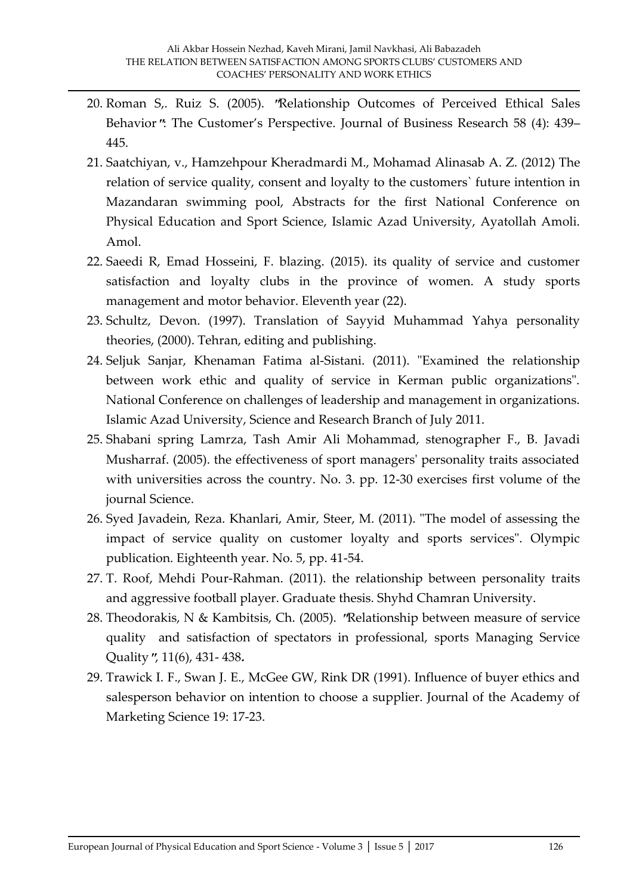20. Roman S,. Ruiz S. (2005). "Relationship Outcomes of Perceived Ethical Sales Behavior": The Customer's Perspective. Journal of Business Research 58 (4): 439–445.
21. Saatchiyan, v., Hamzehpour Kheradmardi M., Mohamad Alinasab A. Z. (2012) The relation of service quality, consent and loyalty to the customers` future intention in Mazandaran swimming pool, Abstracts for the first National Conference on Physical Education and Sport Science, Islamic Azad University, Ayatollah Amoli. Amol.
22. Saeedi R, Emad Hosseini, F. blazing. (2015). its quality of service and customer satisfaction and loyalty clubs in the province of women. A study sports management and motor behavior. Eleventh year (22).
23. Schultz, Devon. (1997). Translation of Sayyid Muhammad Yahya personality theories, (2000). Tehran, editing and publishing.
24. Seljuk Sanjar, Khenaman Fatima al-Sistani. (2011). "Examined the relationship between work ethic and quality of service in Kerman public organizations". National Conference on challenges of leadership and management in organizations. Islamic Azad University, Science and Research Branch of July 2011.
25. Shabani spring Lamrza, Tash Amir Ali Mohammad, stenographer F., B. Javadi Musharraf. (2005). the effectiveness of sport managers' personality traits associated with universities across the country. No. 3. pp. 12-30 exercises first volume of the journal Science.
26. Syed Javadein, Reza. Khanlari, Amir, Steer, M. (2011). "The model of assessing the impact of service quality on customer loyalty and sports services". Olympic publication. Eighteenth year. No. 5, pp. 41-54.
27. T. Roof, Mehdi Pour-Rahman. (2011). the relationship between personality traits and aggressive football player. Graduate thesis. Shyhd Chamran University.
28. Theodorakis, N & Kambitsis, Ch. (2005). "Relationship between measure of service quality and satisfaction of spectators in professional, sports Managing Service Quality", 11(6), 431- 438.
29. Trawick I. F., Swan J. E., McGee GW, Rink DR (1991). Influence of buyer ethics and salesperson behavior on intention to choose a supplier. Journal of the Academy of Marketing Science 19: 17-23.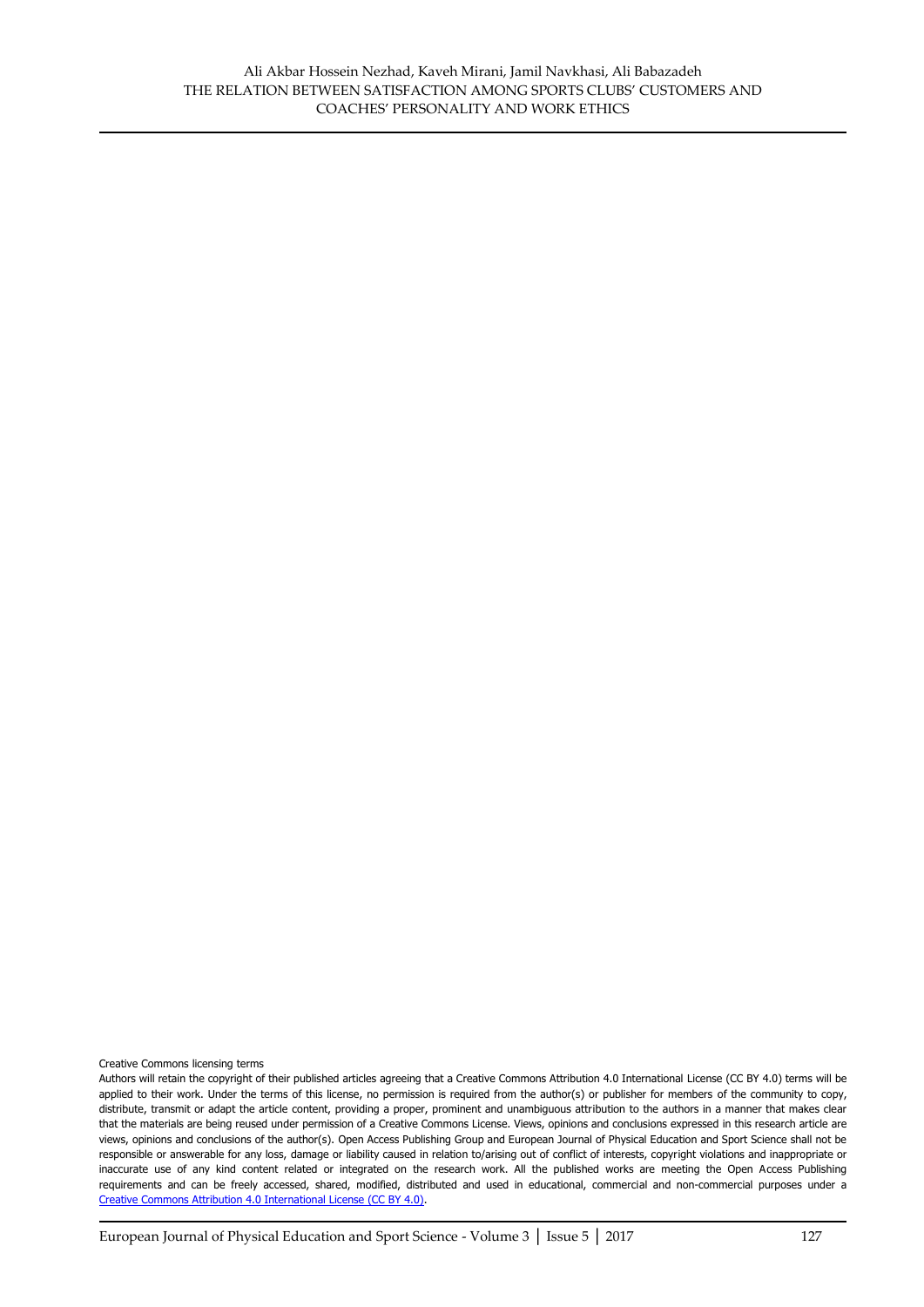Creative Commons licensing terms

Authors will retain the copyright of their published articles agreeing that a Creative Commons Attribution 4.0 International License (CC BY 4.0) terms will be applied to their work. Under the terms of this license, no permission is required from the author(s) or publisher for members of the community to copy, distribute, transmit or adapt the article content, providing a proper, prominent and unambiguous attribution to the authors in a manner that makes clear that the materials are being reused under permission of a Creative Commons License. Views, opinions and conclusions expressed in this research article are views, opinions and conclusions of the author(s). Open Access Publishing Group and European Journal of Physical Education and Sport Science shall not be responsible or answerable for any loss, damage or liability caused in relation to/arising out of conflict of interests, copyright violations and inappropriate or inaccurate use of any kind content related or integrated on the research work. All the published works are meeting the Open Access Publishing requirements and can be freely accessed, shared, modified, distributed and used in educational, commercial and non-commercial purposes under a Creative Commons Attribution 4.0 International License (CC BY 4.0).